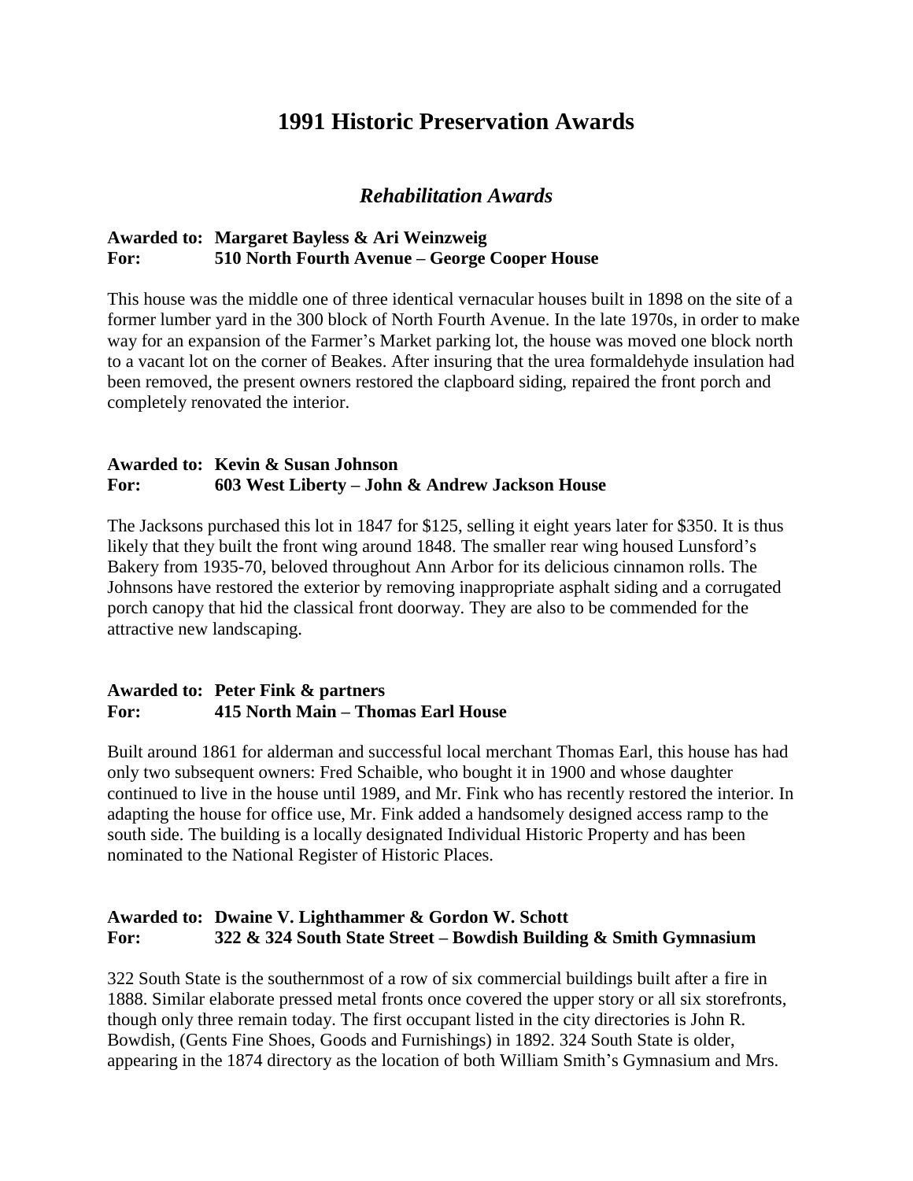# 1991 Historic Preservation Awards

## *Rehabilitation Awards*

**Awarded to: Margaret Bayless & Ari Weinzweig**
**For: 510 North Fourth Avenue – George Cooper House**

This house was the middle one of three identical vernacular houses built in 1898 on the site of a former lumber yard in the 300 block of North Fourth Avenue. In the late 1970s, in order to make way for an expansion of the Farmer's Market parking lot, the house was moved one block north to a vacant lot on the corner of Beakes. After insuring that the urea formaldehyde insulation had been removed, the present owners restored the clapboard siding, repaired the front porch and completely renovated the interior.

**Awarded to: Kevin & Susan Johnson**
**For: 603 West Liberty – John & Andrew Jackson House**

The Jacksons purchased this lot in 1847 for $125, selling it eight years later for $350. It is thus likely that they built the front wing around 1848. The smaller rear wing housed Lunsford's Bakery from 1935-70, beloved throughout Ann Arbor for its delicious cinnamon rolls. The Johnsons have restored the exterior by removing inappropriate asphalt siding and a corrugated porch canopy that hid the classical front doorway. They are also to be commended for the attractive new landscaping.

**Awarded to: Peter Fink & partners**
**For: 415 North Main – Thomas Earl House**

Built around 1861 for alderman and successful local merchant Thomas Earl, this house has had only two subsequent owners: Fred Schaible, who bought it in 1900 and whose daughter continued to live in the house until 1989, and Mr. Fink who has recently restored the interior. In adapting the house for office use, Mr. Fink added a handsomely designed access ramp to the south side. The building is a locally designated Individual Historic Property and has been nominated to the National Register of Historic Places.

**Awarded to: Dwaine V. Lighthammer & Gordon W. Schott**
**For: 322 & 324 South State Street – Bowdish Building & Smith Gymnasium**

322 South State is the southernmost of a row of six commercial buildings built after a fire in 1888. Similar elaborate pressed metal fronts once covered the upper story or all six storefronts, though only three remain today. The first occupant listed in the city directories is John R. Bowdish, (Gents Fine Shoes, Goods and Furnishings) in 1892. 324 South State is older, appearing in the 1874 directory as the location of both William Smith's Gymnasium and Mrs.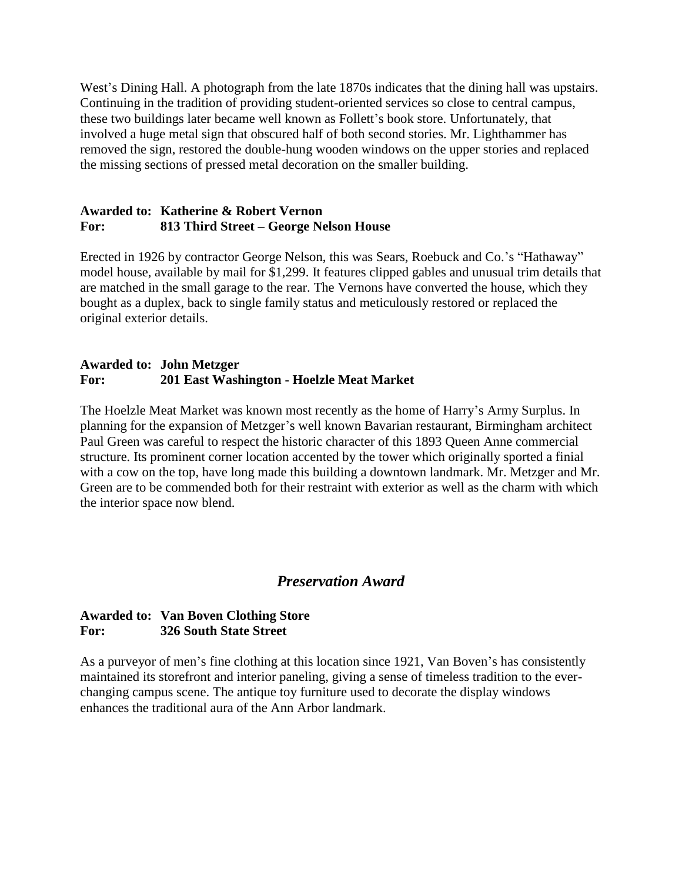West's Dining Hall. A photograph from the late 1870s indicates that the dining hall was upstairs. Continuing in the tradition of providing student-oriented services so close to central campus, these two buildings later became well known as Follett's book store. Unfortunately, that involved a huge metal sign that obscured half of both second stories. Mr. Lighthammer has removed the sign, restored the double-hung wooden windows on the upper stories and replaced the missing sections of pressed metal decoration on the smaller building.

**Awarded to: Katherine & Robert Vernon**
**For: 813 Third Street – George Nelson House**

Erected in 1926 by contractor George Nelson, this was Sears, Roebuck and Co.'s "Hathaway" model house, available by mail for $1,299. It features clipped gables and unusual trim details that are matched in the small garage to the rear. The Vernons have converted the house, which they bought as a duplex, back to single family status and meticulously restored or replaced the original exterior details.

**Awarded to: John Metzger**
**For: 201 East Washington - Hoelzle Meat Market**

The Hoelzle Meat Market was known most recently as the home of Harry's Army Surplus. In planning for the expansion of Metzger's well known Bavarian restaurant, Birmingham architect Paul Green was careful to respect the historic character of this 1893 Queen Anne commercial structure. Its prominent corner location accented by the tower which originally sported a finial with a cow on the top, have long made this building a downtown landmark. Mr. Metzger and Mr. Green are to be commended both for their restraint with exterior as well as the charm with which the interior space now blend.

## *Preservation Award*

**Awarded to: Van Boven Clothing Store**
**For: 326 South State Street**

As a purveyor of men's fine clothing at this location since 1921, Van Boven's has consistently maintained its storefront and interior paneling, giving a sense of timeless tradition to the ever-changing campus scene. The antique toy furniture used to decorate the display windows enhances the traditional aura of the Ann Arbor landmark.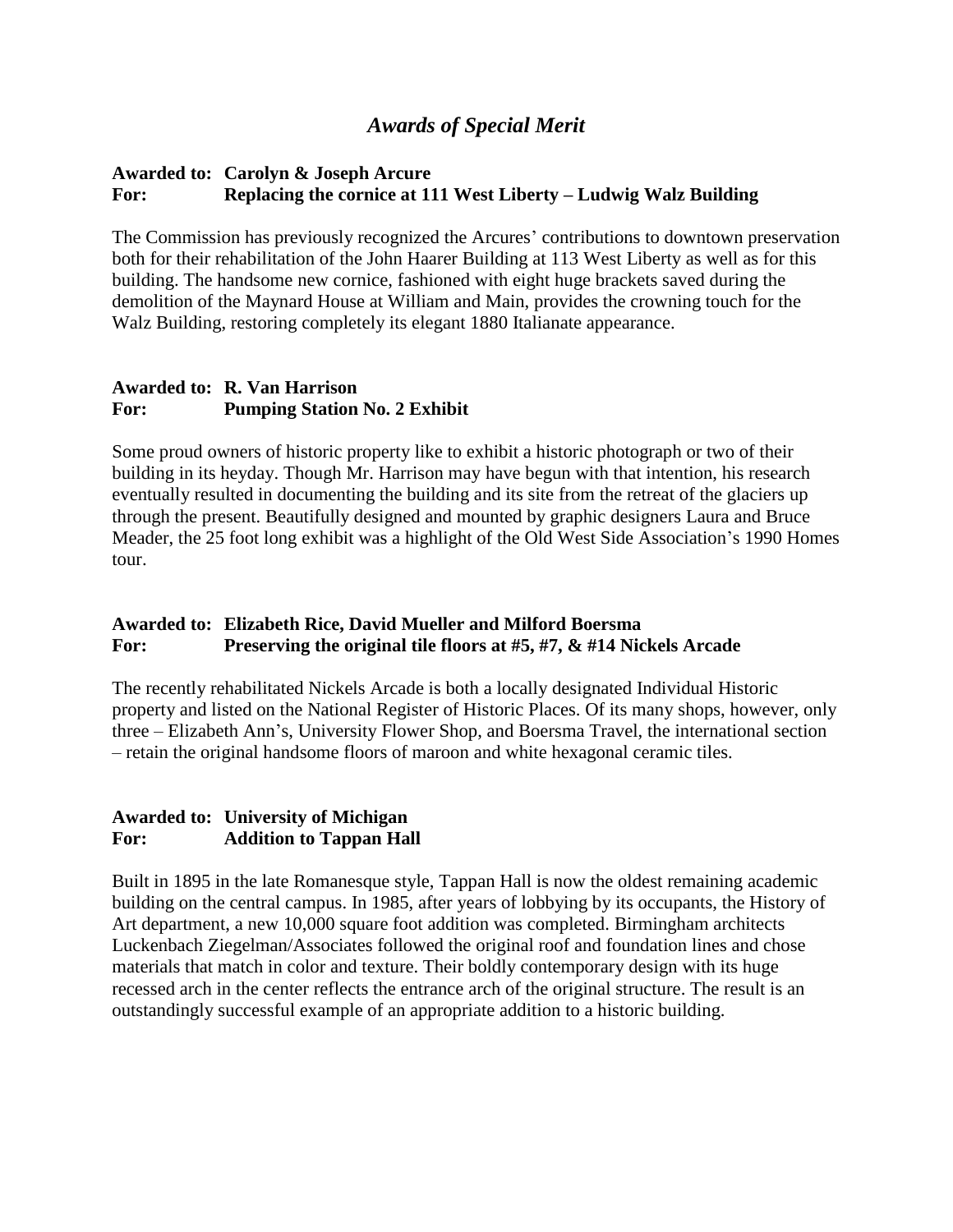## *Awards of Special Merit*

**Awarded to: Carolyn & Joseph Arcure**
**For: Replacing the cornice at 111 West Liberty – Ludwig Walz Building**

The Commission has previously recognized the Arcures' contributions to downtown preservation both for their rehabilitation of the John Haarer Building at 113 West Liberty as well as for this building. The handsome new cornice, fashioned with eight huge brackets saved during the demolition of the Maynard House at William and Main, provides the crowning touch for the Walz Building, restoring completely its elegant 1880 Italianate appearance.

**Awarded to: R. Van Harrison**
**For: Pumping Station No. 2 Exhibit**

Some proud owners of historic property like to exhibit a historic photograph or two of their building in its heyday. Though Mr. Harrison may have begun with that intention, his research eventually resulted in documenting the building and its site from the retreat of the glaciers up through the present. Beautifully designed and mounted by graphic designers Laura and Bruce Meader, the 25 foot long exhibit was a highlight of the Old West Side Association's 1990 Homes tour.

**Awarded to: Elizabeth Rice, David Mueller and Milford Boersma**
**For: Preserving the original tile floors at #5, #7, & #14 Nickels Arcade**

The recently rehabilitated Nickels Arcade is both a locally designated Individual Historic property and listed on the National Register of Historic Places. Of its many shops, however, only three – Elizabeth Ann's, University Flower Shop, and Boersma Travel, the international section – retain the original handsome floors of maroon and white hexagonal ceramic tiles.

**Awarded to: University of Michigan**
**For: Addition to Tappan Hall**

Built in 1895 in the late Romanesque style, Tappan Hall is now the oldest remaining academic building on the central campus. In 1985, after years of lobbying by its occupants, the History of Art department, a new 10,000 square foot addition was completed. Birmingham architects Luckenbach Ziegelman/Associates followed the original roof and foundation lines and chose materials that match in color and texture. Their boldly contemporary design with its huge recessed arch in the center reflects the entrance arch of the original structure. The result is an outstandingly successful example of an appropriate addition to a historic building.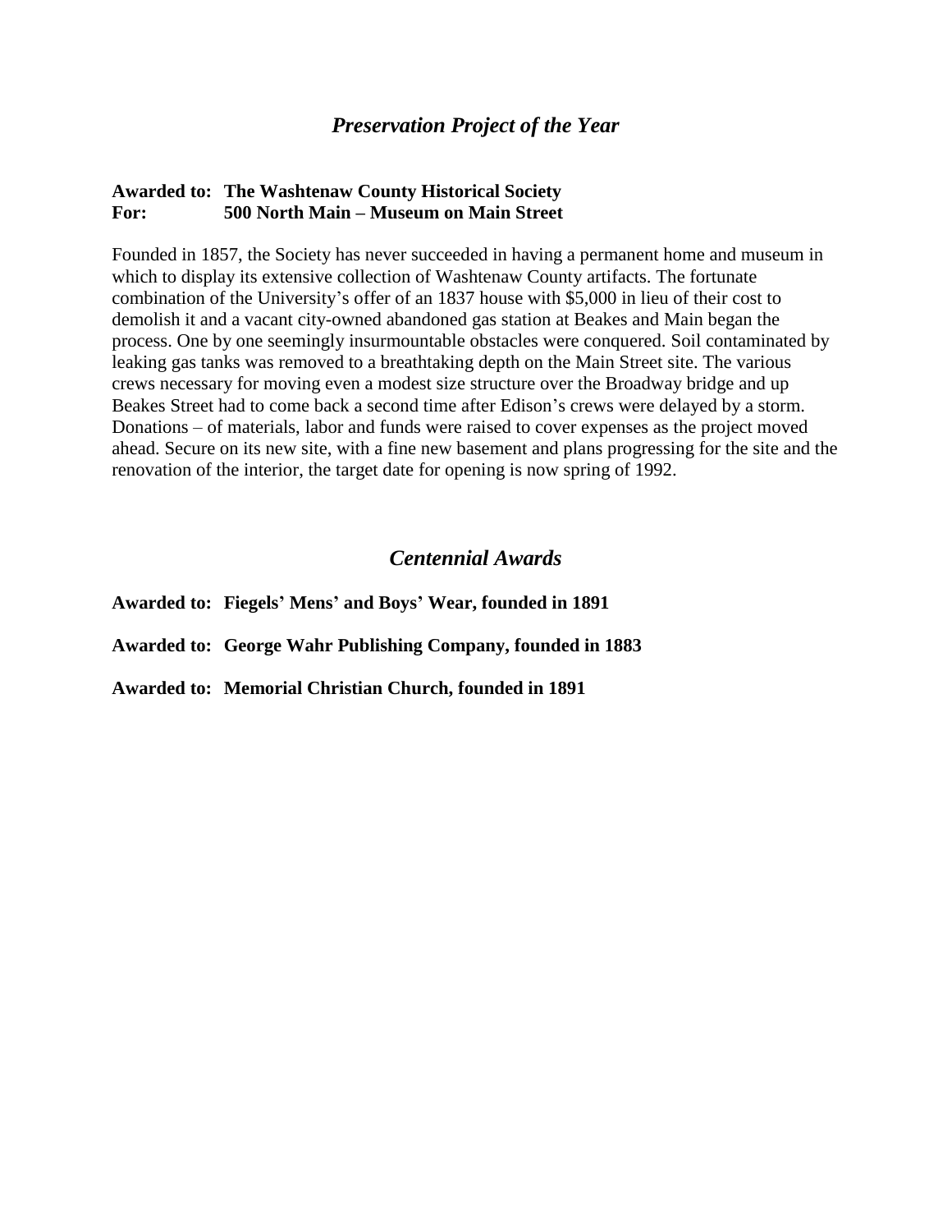## *Preservation Project of the Year*

**Awarded to: The Washtenaw County Historical Society**
**For: 500 North Main – Museum on Main Street**

Founded in 1857, the Society has never succeeded in having a permanent home and museum in which to display its extensive collection of Washtenaw County artifacts. The fortunate combination of the University's offer of an 1837 house with $5,000 in lieu of their cost to demolish it and a vacant city-owned abandoned gas station at Beakes and Main began the process. One by one seemingly insurmountable obstacles were conquered. Soil contaminated by leaking gas tanks was removed to a breathtaking depth on the Main Street site. The various crews necessary for moving even a modest size structure over the Broadway bridge and up Beakes Street had to come back a second time after Edison's crews were delayed by a storm. Donations – of materials, labor and funds were raised to cover expenses as the project moved ahead. Secure on its new site, with a fine new basement and plans progressing for the site and the renovation of the interior, the target date for opening is now spring of 1992.

## *Centennial Awards*

**Awarded to: Fiegels' Mens' and Boys' Wear, founded in 1891**

**Awarded to: George Wahr Publishing Company, founded in 1883**

**Awarded to: Memorial Christian Church, founded in 1891**